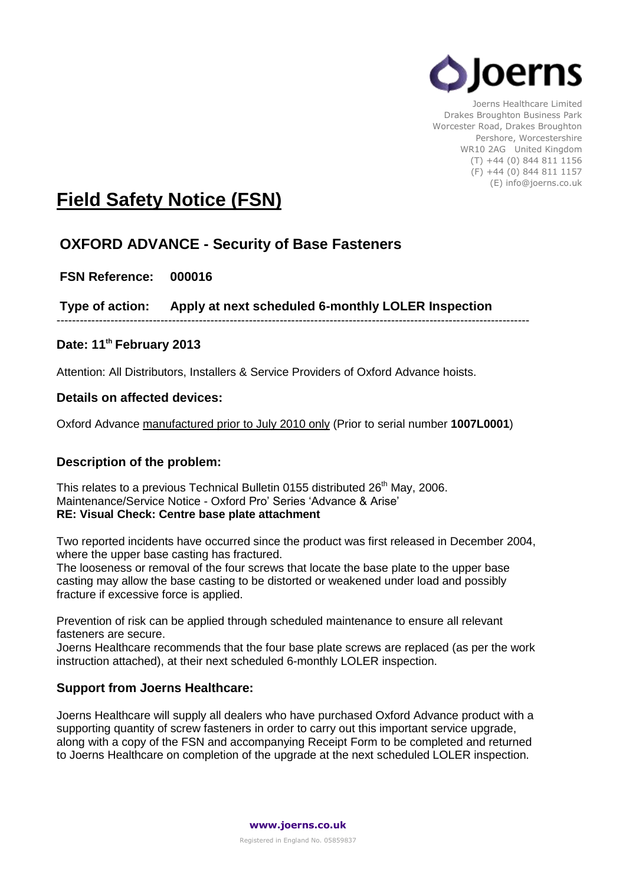Joerns

Joerns Healthcare Limited
Drakes Broughton Business Park
Worcester Road, Drakes Broughton
Pershore, Worcestershire
WR10 2AG United Kingdom
(T) +44 (0) 844 811 1156
(F) +44 (0) 844 811 1157
(E) info@joerns.co.uk

# Field Safety Notice (FSN)

## OXFORD ADVANCE - Security of Base Fasteners

**FSN Reference: 000016**

**Type of action: Apply at next scheduled 6-monthly LOLER Inspection**

---

### Date: 11th February 2013

Attention: All Distributors, Installers & Service Providers of Oxford Advance hoists.

### Details on affected devices:

Oxford Advance manufactured prior to July 2010 only (Prior to serial number **1007L0001**)

### Description of the problem:

This relates to a previous Technical Bulletin 0155 distributed 26th May, 2006.
Maintenance/Service Notice - Oxford Pro' Series 'Advance & Arise'
**RE: Visual Check: Centre base plate attachment**

Two reported incidents have occurred since the product was first released in December 2004, where the upper base casting has fractured.
The looseness or removal of the four screws that locate the base plate to the upper base casting may allow the base casting to be distorted or weakened under load and possibly fracture if excessive force is applied.

Prevention of risk can be applied through scheduled maintenance to ensure all relevant fasteners are secure.
Joerns Healthcare recommends that the four base plate screws are replaced (as per the work instruction attached), at their next scheduled 6-monthly LOLER inspection.

### Support from Joerns Healthcare:

Joerns Healthcare will supply all dealers who have purchased Oxford Advance product with a supporting quantity of screw fasteners in order to carry out this important service upgrade, along with a copy of the FSN and accompanying Receipt Form to be completed and returned to Joerns Healthcare on completion of the upgrade at the next scheduled LOLER inspection.

**www.joerns.co.uk**

Registered in England No. 05859837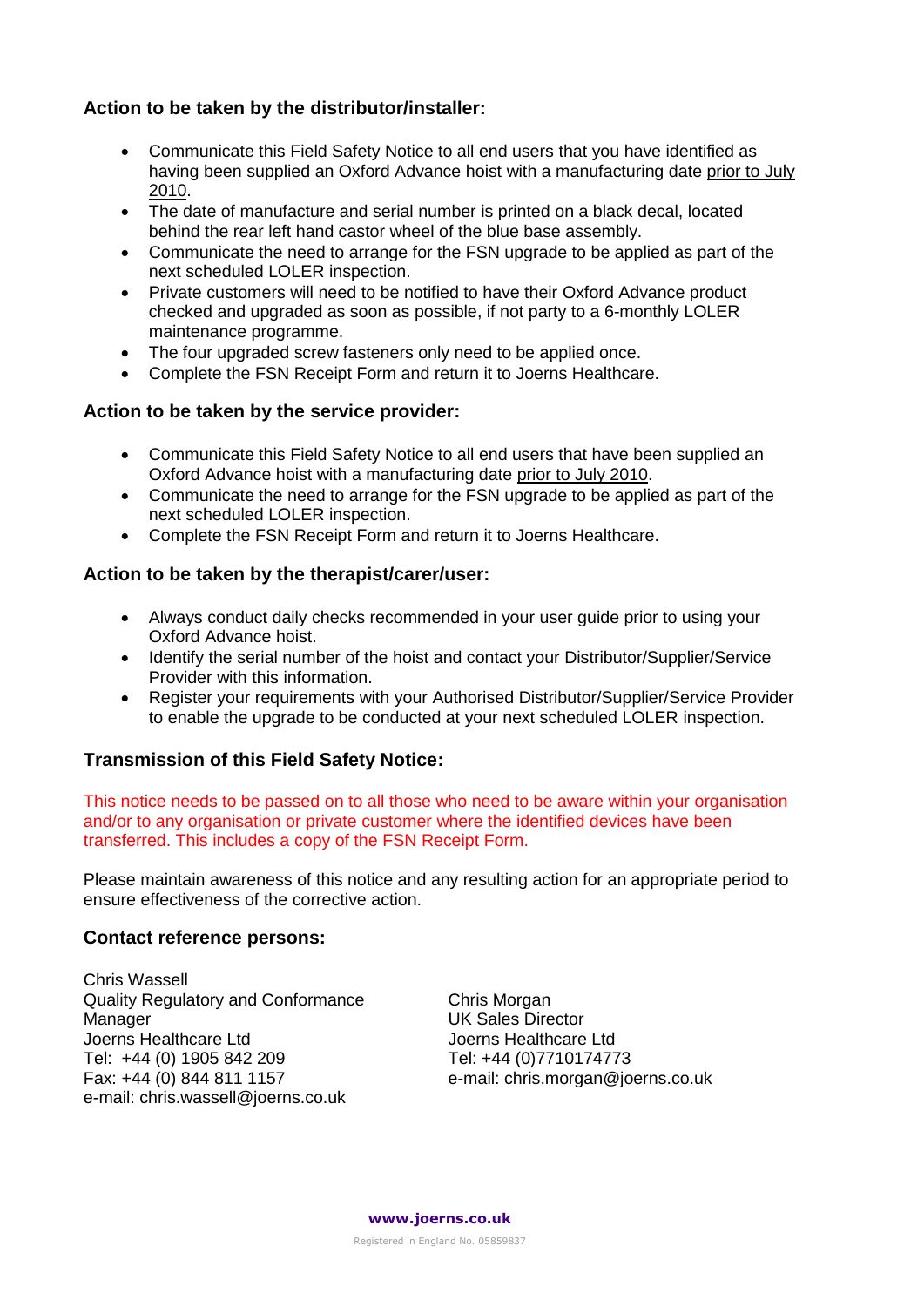### Action to be taken by the distributor/installer:

- Communicate this Field Safety Notice to all end users that you have identified as having been supplied an Oxford Advance hoist with a manufacturing date prior to July 2010.
- The date of manufacture and serial number is printed on a black decal, located behind the rear left hand castor wheel of the blue base assembly.
- Communicate the need to arrange for the FSN upgrade to be applied as part of the next scheduled LOLER inspection.
- Private customers will need to be notified to have their Oxford Advance product checked and upgraded as soon as possible, if not party to a 6-monthly LOLER maintenance programme.
- The four upgraded screw fasteners only need to be applied once.
- Complete the FSN Receipt Form and return it to Joerns Healthcare.

### Action to be taken by the service provider:

- Communicate this Field Safety Notice to all end users that have been supplied an Oxford Advance hoist with a manufacturing date prior to July 2010.
- Communicate the need to arrange for the FSN upgrade to be applied as part of the next scheduled LOLER inspection.
- Complete the FSN Receipt Form and return it to Joerns Healthcare.

### Action to be taken by the therapist/carer/user:

- Always conduct daily checks recommended in your user guide prior to using your Oxford Advance hoist.
- Identify the serial number of the hoist and contact your Distributor/Supplier/Service Provider with this information.
- Register your requirements with your Authorised Distributor/Supplier/Service Provider to enable the upgrade to be conducted at your next scheduled LOLER inspection.

### Transmission of this Field Safety Notice:

This notice needs to be passed on to all those who need to be aware within your organisation and/or to any organisation or private customer where the identified devices have been transferred. This includes a copy of the FSN Receipt Form.

Please maintain awareness of this notice and any resulting action for an appropriate period to ensure effectiveness of the corrective action.

### Contact reference persons:

Chris Wassell
Quality Regulatory and Conformance Manager
Joerns Healthcare Ltd
Tel: +44 (0) 1905 842 209
Fax: +44 (0) 844 811 1157
e-mail: chris.wassell@joerns.co.uk

Chris Morgan
UK Sales Director
Joerns Healthcare Ltd
Tel: +44 (0)7710174773
e-mail: chris.morgan@joerns.co.uk

www.joerns.co.uk

Registered in England No. 05859837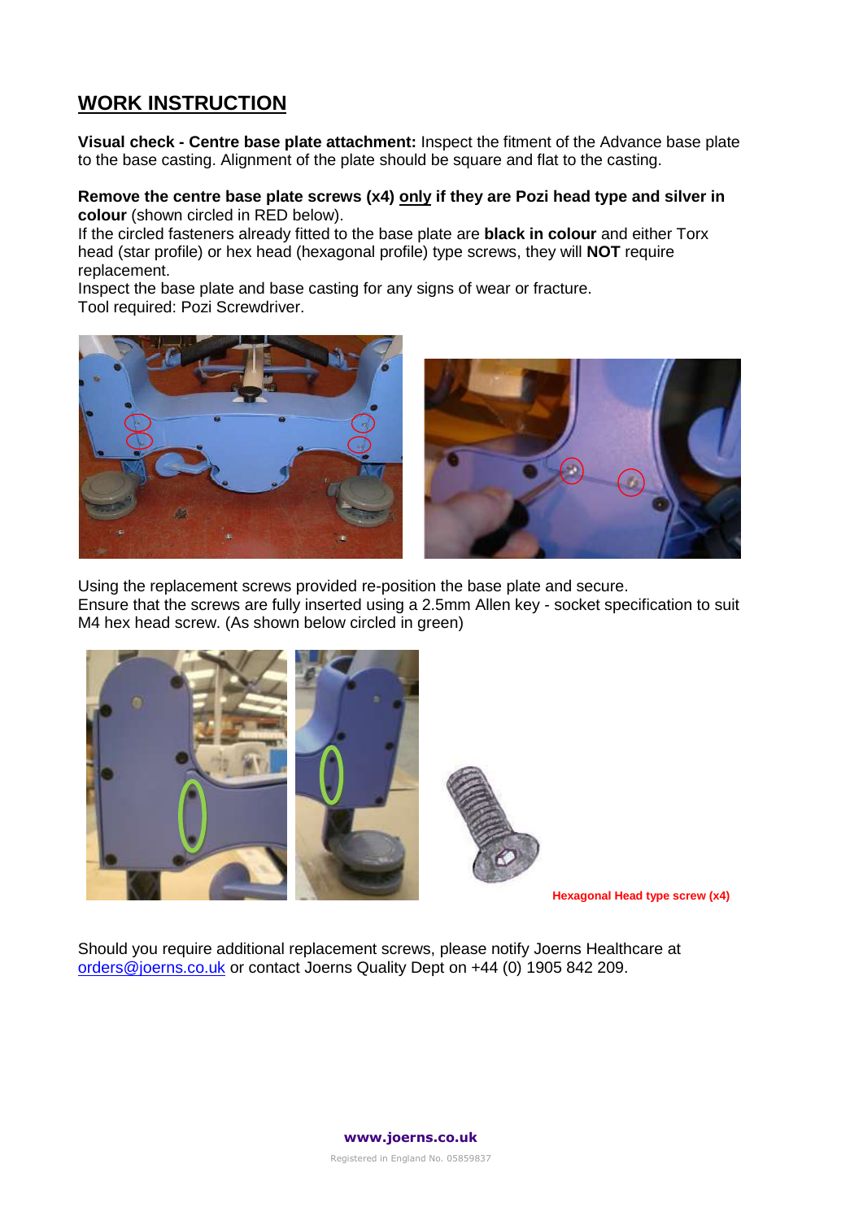## WORK INSTRUCTION

**Visual check - Centre base plate attachment:** Inspect the fitment of the Advance base plate to the base casting. Alignment of the plate should be square and flat to the casting.

**Remove the centre base plate screws (x4) only if they are Pozi head type and silver in colour** (shown circled in RED below).
If the circled fasteners already fitted to the base plate are **black in colour** and either Torx head (star profile) or hex head (hexagonal profile) type screws, they will **NOT** require replacement.
Inspect the base plate and base casting for any signs of wear or fracture.
Tool required: Pozi Screwdriver.

Using the replacement screws provided re-position the base plate and secure.
Ensure that the screws are fully inserted using a 2.5mm Allen key - socket specification to suit M4 hex head screw. (As shown below circled in green)

Hexagonal Head type screw (x4)

Should you require additional replacement screws, please notify Joerns Healthcare at orders@joerns.co.uk or contact Joerns Quality Dept on +44 (0) 1905 842 209.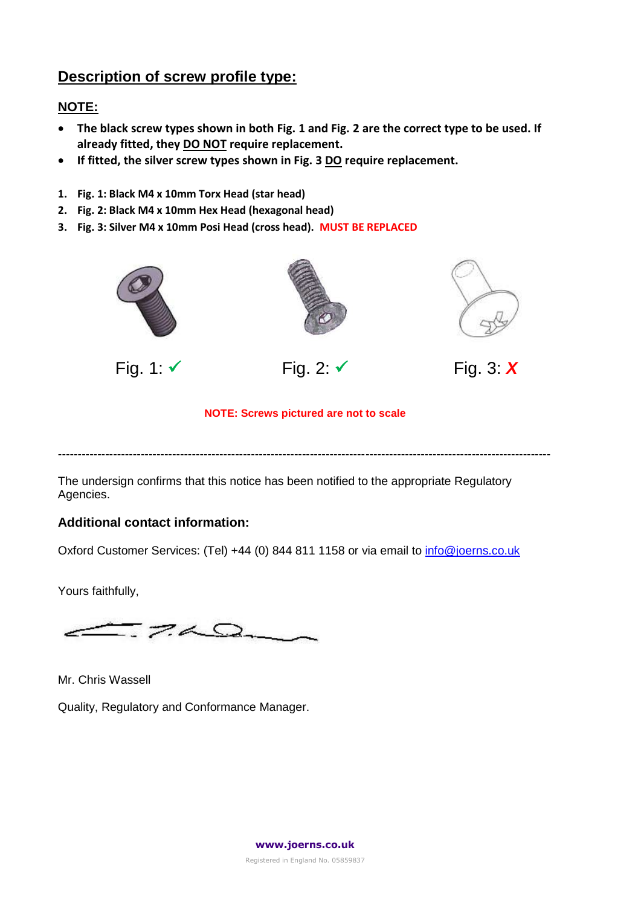## Description of screw profile type:

### NOTE:

- **The black screw types shown in both Fig. 1 and Fig. 2 are the correct type to be used. If already fitted, they DO NOT require replacement.**
- **If fitted, the silver screw types shown in Fig. 3 DO require replacement.**

1. **Fig. 1: Black M4 x 10mm Torx Head (star head)**
2. **Fig. 2: Black M4 x 10mm Hex Head (hexagonal head)**
3. **Fig. 3: Silver M4 x 10mm Posi Head (cross head). MUST BE REPLACED**

Fig. 1: ✓

Fig. 2: ✓

Fig. 3: ✗

**NOTE: Screws pictured are not to scale**

---

The undersign confirms that this notice has been notified to the appropriate Regulatory Agencies.

### Additional contact information:

Oxford Customer Services: (Tel) +44 (0) 844 811 1158 or via email to info@joerns.co.uk

Yours faithfully,

Mr. Chris Wassell

Quality, Regulatory and Conformance Manager.

**www.joerns.co.uk**

Registered in England No. 05859837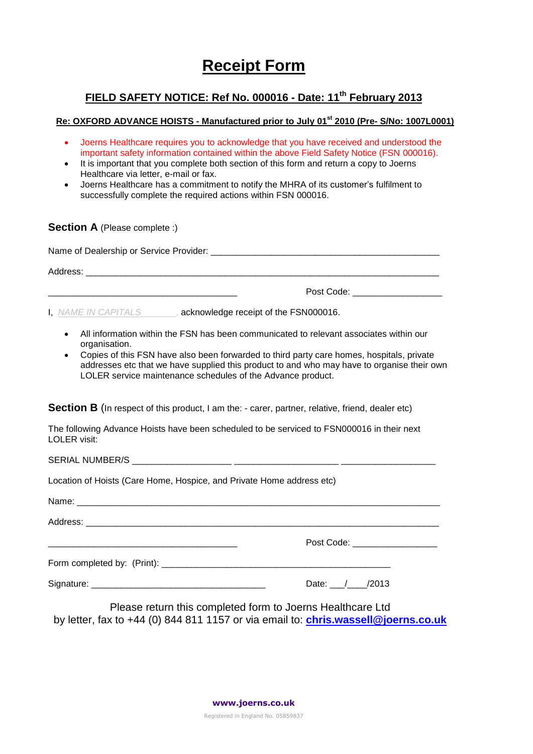# Receipt Form

## FIELD SAFETY NOTICE: Ref No. 000016 - Date: 11th February 2013

### Re: OXFORD ADVANCE HOISTS - Manufactured prior to July 01st 2010 (Pre- S/No: 1007L0001)

- Joerns Healthcare requires you to acknowledge that you have received and understood the important safety information contained within the above Field Safety Notice (FSN 000016).
- It is important that you complete both section of this form and return a copy to Joerns Healthcare via letter, e-mail or fax.
- Joerns Healthcare has a commitment to notify the MHRA of its customer's fulfilment to successfully complete the required actions within FSN 000016.

**Section A** (Please complete :)

Name of Dealership or Service Provider: ______________________________________________

Address: ________________________________________________________________________

______________________________________ Post Code: __________________

I, *NAME IN CAPITALS* ________, acknowledge receipt of the FSN000016.

- All information within the FSN has been communicated to relevant associates within our organisation.
- Copies of this FSN have also been forwarded to third party care homes, hospitals, private addresses etc that we have supplied this product to and who may have to organise their own LOLER service maintenance schedules of the Advance product.

**Section B** (In respect of this product, I am the: - carer, partner, relative, friend, dealer etc)

The following Advance Hoists have been scheduled to be serviced to FSN000016 in their next LOLER visit:

SERIAL NUMBER/S ____________________ _____________________ ___________________

Location of Hoists (Care Home, Hospice, and Private Home address etc)

Name: __________________________________________________________________________

Address: ________________________________________________________________________

______________________________________ Post Code: _________________

Form completed by: (Print): ______________________________________________

Signature: ___________________________________ Date: ___/____/2013

Please return this completed form to Joerns Healthcare Ltd
by letter, fax to +44 (0) 844 811 1157 or via email to: **chris.wassell@joerns.co.uk**

**www.joerns.co.uk**

Registered in England No. 05859837